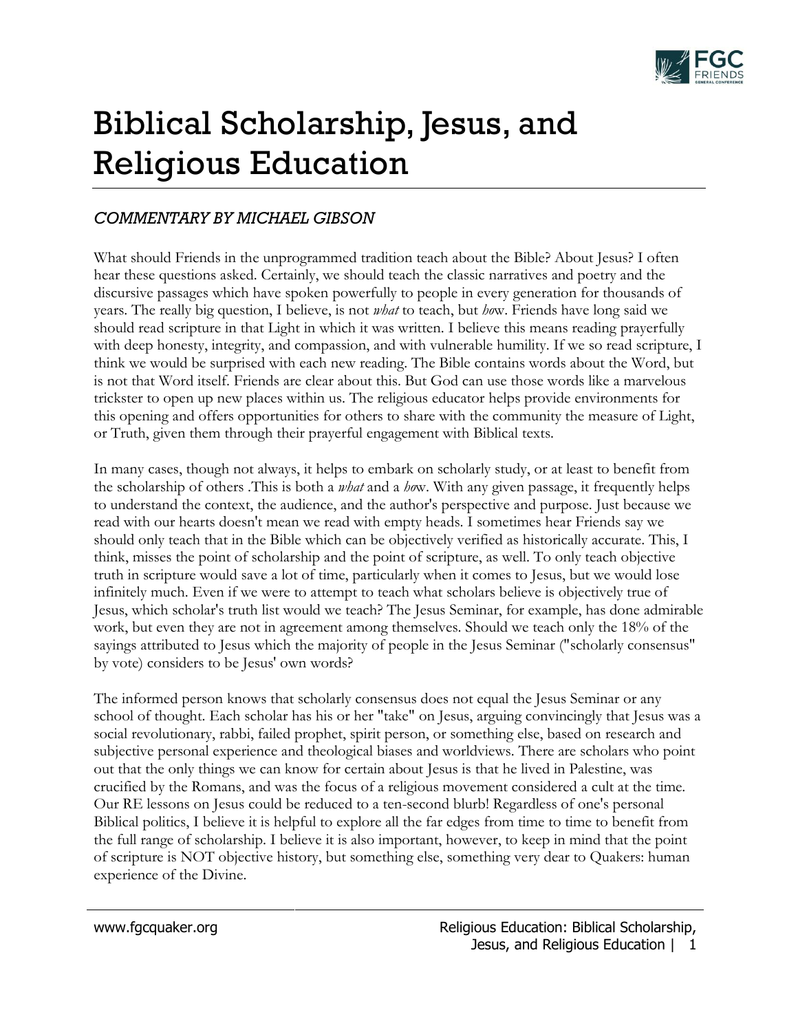# Biblical Scholarship, Jesus, and Religious Education

*COMMENTARY BY MICHAEL GIBSON*

What should Friends in the unprogrammed tradition teach about the Bible? About Jesus? I often hear these questions asked. Certainly, we should teach the classic narratives and poetry and the discursive passages which have spoken powerfully to people in every generation for thousands of years. The really big question, I believe, is not *what* to teach, but *how*. Friends have long said we should read scripture in that Light in which it was written. I believe this means reading prayerfully with deep honesty, integrity, and compassion, and with vulnerable humility. If we so read scripture, I think we would be surprised with each new reading. The Bible contains words about the Word, but is not that Word itself. Friends are clear about this. But God can use those words like a marvelous trickster to open up new places within us. The religious educator helps provide environments for this opening and offers opportunities for others to share with the community the measure of Light, or Truth, given them through their prayerful engagement with Biblical texts.

In many cases, though not always, it helps to embark on scholarly study, or at least to benefit from the scholarship of others .This is both a *what* and a *how*. With any given passage, it frequently helps to understand the context, the audience, and the author's perspective and purpose. Just because we read with our hearts doesn't mean we read with empty heads. I sometimes hear Friends say we should only teach that in the Bible which can be objectively verified as historically accurate. This, I think, misses the point of scholarship and the point of scripture, as well. To only teach objective truth in scripture would save a lot of time, particularly when it comes to Jesus, but we would lose infinitely much. Even if we were to attempt to teach what scholars believe is objectively true of Jesus, which scholar's truth list would we teach? The Jesus Seminar, for example, has done admirable work, but even they are not in agreement among themselves. Should we teach only the 18% of the sayings attributed to Jesus which the majority of people in the Jesus Seminar ("scholarly consensus" by vote) considers to be Jesus' own words?

The informed person knows that scholarly consensus does not equal the Jesus Seminar or any school of thought. Each scholar has his or her "take" on Jesus, arguing convincingly that Jesus was a social revolutionary, rabbi, failed prophet, spirit person, or something else, based on research and subjective personal experience and theological biases and worldviews. There are scholars who point out that the only things we can know for certain about Jesus is that he lived in Palestine, was crucified by the Romans, and was the focus of a religious movement considered a cult at the time. Our RE lessons on Jesus could be reduced to a ten-second blurb! Regardless of one's personal Biblical politics, I believe it is helpful to explore all the far edges from time to time to benefit from the full range of scholarship. I believe it is also important, however, to keep in mind that the point of scripture is NOT objective history, but something else, something very dear to Quakers: human experience of the Divine.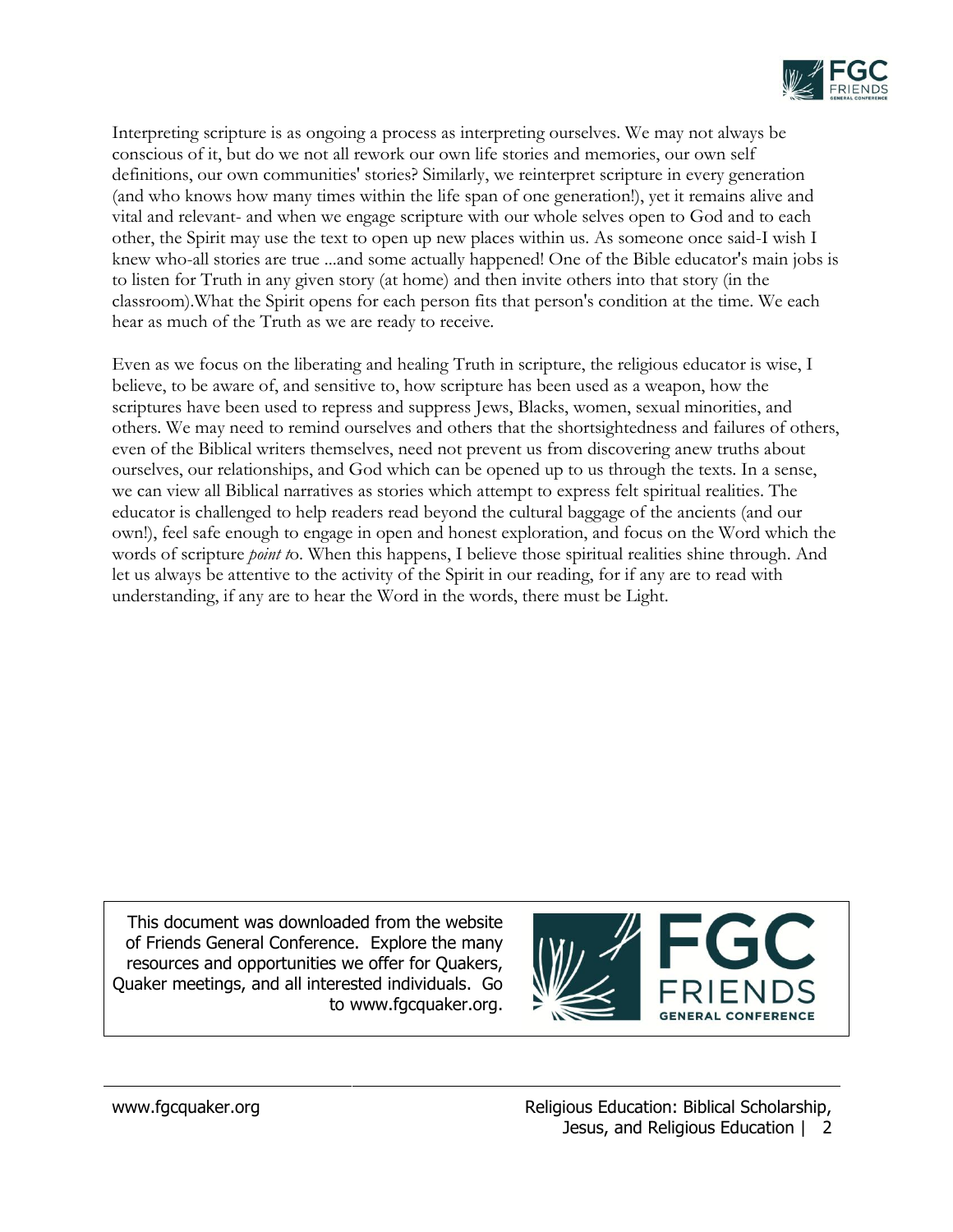Interpreting scripture is as ongoing a process as interpreting ourselves. We may not always be conscious of it, but do we not all rework our own life stories and memories, our own self definitions, our own communities' stories? Similarly, we reinterpret scripture in every generation (and who knows how many times within the life span of one generation!), yet it remains alive and vital and relevant- and when we engage scripture with our whole selves open to God and to each other, the Spirit may use the text to open up new places within us. As someone once said-I wish I knew who-all stories are true ...and some actually happened! One of the Bible educator's main jobs is to listen for Truth in any given story (at home) and then invite others into that story (in the classroom).What the Spirit opens for each person fits that person's condition at the time. We each hear as much of the Truth as we are ready to receive.

Even as we focus on the liberating and healing Truth in scripture, the religious educator is wise, I believe, to be aware of, and sensitive to, how scripture has been used as a weapon, how the scriptures have been used to repress and suppress Jews, Blacks, women, sexual minorities, and others. We may need to remind ourselves and others that the shortsightedness and failures of others, even of the Biblical writers themselves, need not prevent us from discovering anew truths about ourselves, our relationships, and God which can be opened up to us through the texts. In a sense, we can view all Biblical narratives as stories which attempt to express felt spiritual realities. The educator is challenged to help readers read beyond the cultural baggage of the ancients (and our own!), feel safe enough to engage in open and honest exploration, and focus on the Word which the words of scripture *point to*. When this happens, I believe those spiritual realities shine through. And let us always be attentive to the activity of the Spirit in our reading, for if any are to read with understanding, if any are to hear the Word in the words, there must be Light.

This document was downloaded from the website of Friends General Conference. Explore the many resources and opportunities we offer for Quakers, Quaker meetings, and all interested individuals. Go to www.fgcquaker.org.